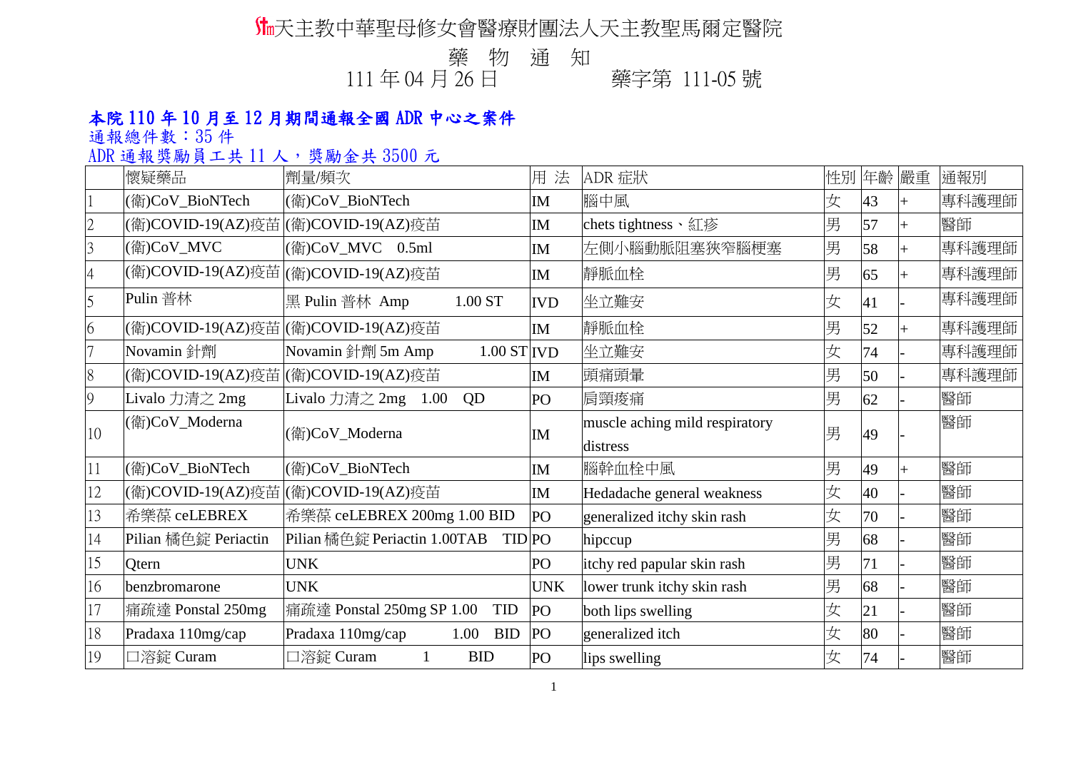# 天主教中華聖母修女會醫療財團法人天主教聖馬爾定醫院

## 藥 物 通 知

111 年 04 月 26 日　　　　　藥字第 111-05 號

**本院 110 年 10 月至 12 月期間通報全國 ADR 中心之案件**

通報總件數：35 件

ADR 通報獎勵員工共 11 人，獎勵金共 3500 元

| | 懷疑藥品 | 劑量/頻次 | 用 法 | ADR 症狀 | 性別 | 年齡 | 嚴重 | 通報別 |
|---|---|---|---|---|---|---|---|---|
| 1 | (衛)CoV_BioNTech | (衛)CoV_BioNTech | IM | 腦中風 | 女 | 43 | + | 專科護理師 |
| 2 | (衛)COVID-19(AZ)疫苗 | (衛)COVID-19(AZ)疫苗 | IM | chets tightness、紅疹 | 男 | 57 | + | 醫師 |
| 3 | (衛)CoV_MVC | (衛)CoV_MVC 0.5ml | IM | 左側小腦動脈阻塞狹窄腦梗塞 | 男 | 58 | + | 專科護理師 |
| 4 | (衛)COVID-19(AZ)疫苗 | (衛)COVID-19(AZ)疫苗 | IM | 靜脈血栓 | 男 | 65 | + | 專科護理師 |
| 5 | Pulin 普林 | 黑 Pulin 普林 Amp 1.00 ST | IVD | 坐立難安 | 女 | 41 | - | 專科護理師 |
| 6 | (衛)COVID-19(AZ)疫苗 | (衛)COVID-19(AZ)疫苗 | IM | 靜脈血栓 | 男 | 52 | + | 專科護理師 |
| 7 | Novamin 針劑 | Novamin 針劑 5m Amp 1.00 ST | IVD | 坐立難安 | 女 | 74 | - | 專科護理師 |
| 8 | (衛)COVID-19(AZ)疫苗 | (衛)COVID-19(AZ)疫苗 | IM | 頭痛頭暈 | 男 | 50 | - | 專科護理師 |
| 9 | Livalo 力清之 2mg | Livalo 力清之 2mg 1.00 QD | PO | 肩頸痠痛 | 男 | 62 | - | 醫師 |
| 10 | (衛)CoV_Moderna | (衛)CoV_Moderna | IM | muscle aching mild respiratory distress | 男 | 49 | - | 醫師 |
| 11 | (衛)CoV_BioNTech | (衛)CoV_BioNTech | IM | 腦幹血栓中風 | 男 | 49 | + | 醫師 |
| 12 | (衛)COVID-19(AZ)疫苗 | (衛)COVID-19(AZ)疫苗 | IM | Hedadache general weakness | 女 | 40 | - | 醫師 |
| 13 | 希樂葆 ceLEBREX | 希樂葆 ceLEBREX 200mg 1.00 BID | PO | generalized itchy skin rash | 女 | 70 | - | 醫師 |
| 14 | Pilian 橘色錠 Periactin | Pilian 橘色錠 Periactin 1.00TAB TID | PO | hipccup | 男 | 68 | - | 醫師 |
| 15 | Qtern | UNK | PO | itchy red papular skin rash | 男 | 71 | - | 醫師 |
| 16 | benzbromarone | UNK | UNK | lower trunk itchy skin rash | 男 | 68 | - | 醫師 |
| 17 | 痛疏達 Ponstal 250mg | 痛疏達 Ponstal 250mg SP 1.00 TID | PO | both lips swelling | 女 | 21 | - | 醫師 |
| 18 | Pradaxa 110mg/cap | Pradaxa 110mg/cap 1.00 BID | PO | generalized itch | 女 | 80 | - | 醫師 |
| 19 | 口溶錠 Curam | 口溶錠 Curam 1 BID | PO | lips swelling | 女 | 74 | - | 醫師 |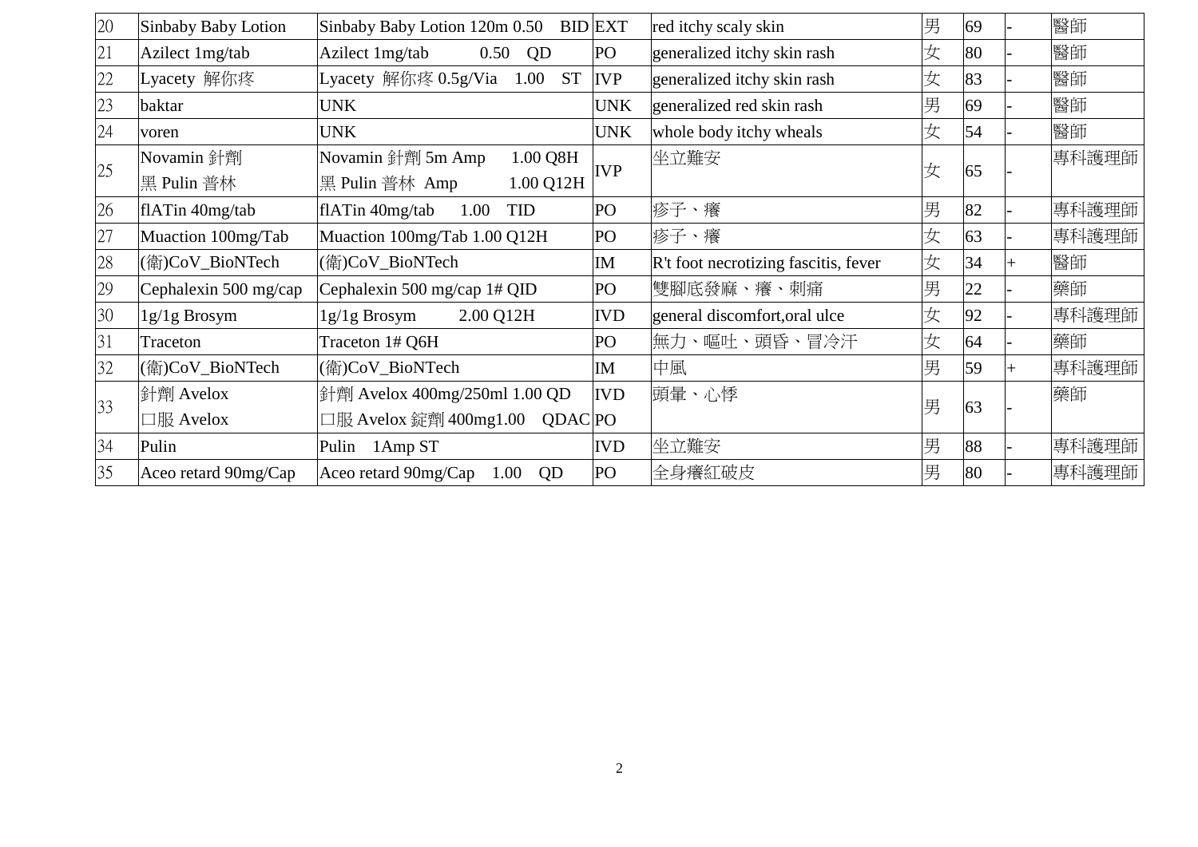| | | | | | | | | |
|---|---|---|---|---|---|---|---|---|
| 20 | Sinbaby Baby Lotion | Sinbaby Baby Lotion 120m 0.50 BID | EXT | red itchy scaly skin | 男 | 69 | - | 醫師 |
| 21 | Azilect 1mg/tab | Azilect 1mg/tab 0.50 QD | PO | generalized itchy skin rash | 女 | 80 | - | 醫師 |
| 22 | Lyacety 解你疼 | Lyacety 解你疼 0.5g/Via 1.00 ST | IVP | generalized itchy skin rash | 女 | 83 | - | 醫師 |
| 23 | baktar | UNK | UNK | generalized red skin rash | 男 | 69 | - | 醫師 |
| 24 | voren | UNK | UNK | whole body itchy wheals | 女 | 54 | - | 醫師 |
| 25 | Novamin 針劑<br>黑 Pulin 普林 | Novamin 針劑 5m Amp 1.00 Q8H<br>黑 Pulin 普林 Amp 1.00 Q12H | IVP | 坐立難安 | 女 | 65 | - | 專科護理師 |
| 26 | flATin 40mg/tab | flATin 40mg/tab 1.00 TID | PO | 疹子、癢 | 男 | 82 | - | 專科護理師 |
| 27 | Muaction 100mg/Tab | Muaction 100mg/Tab 1.00 Q12H | PO | 疹子、癢 | 女 | 63 | - | 專科護理師 |
| 28 | (衛)CoV_BioNTech | (衛)CoV_BioNTech | IM | R't foot necrotizing fascitis, fever | 女 | 34 | + | 醫師 |
| 29 | Cephalexin 500 mg/cap | Cephalexin 500 mg/cap 1# QID | PO | 雙腳底發麻、癢、刺痛 | 男 | 22 | - | 藥師 |
| 30 | 1g/1g Brosym | 1g/1g Brosym 2.00 Q12H | IVD | general discomfort,oral ulce | 女 | 92 | - | 專科護理師 |
| 31 | Traceton | Traceton 1# Q6H | PO | 無力、嘔吐、頭昏、冒冷汗 | 女 | 64 | - | 藥師 |
| 32 | (衛)CoV_BioNTech | (衛)CoV_BioNTech | IM | 中風 | 男 | 59 | + | 專科護理師 |
| 33 | 針劑 Avelox<br>口服 Avelox | 針劑 Avelox 400mg/250ml 1.00 QD<br>口服 Avelox 錠劑 400mg1.00 QDAC | IVD<br>PO | 頭暈、心悸 | 男 | 63 | - | 藥師 |
| 34 | Pulin | Pulin 1Amp ST | IVD | 坐立難安 | 男 | 88 | - | 專科護理師 |
| 35 | Aceo retard 90mg/Cap | Aceo retard 90mg/Cap 1.00 QD | PO | 全身癢紅破皮 | 男 | 80 | - | 專科護理師 |